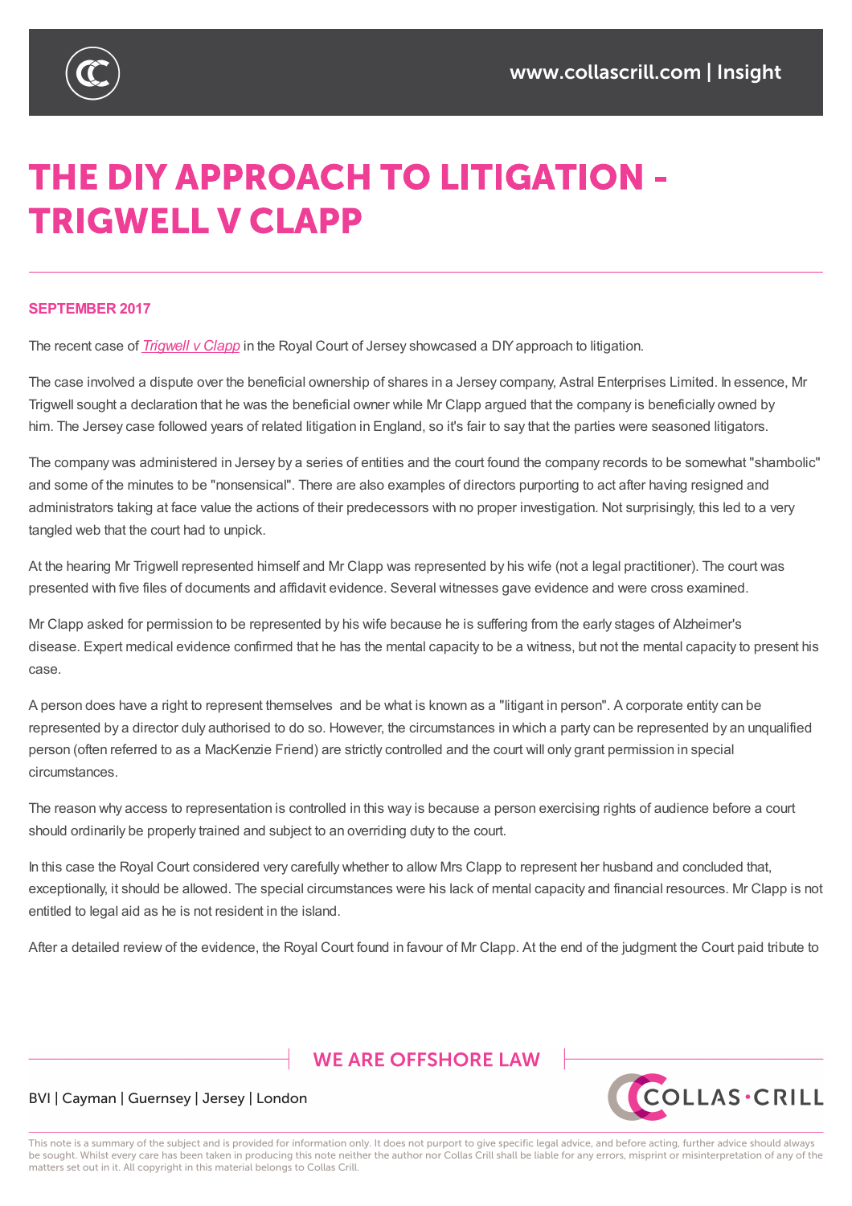# THE DIY APPROACH TO LITIGATION - TRIGWELL V CLAPP

**SEPTEMBER 2017**

The recent case of *Trigwell v Clapp* in the Royal Court of Jersey showcased a DIY approach to litigation.

The case involved a dispute over the beneficial ownership of shares in a Jersey company, Astral Enterprises Limited. In essence, Mr Trigwell sought a declaration that he was the beneficial owner while Mr Clapp argued that the company is beneficially owned by him. The Jersey case followed years of related litigation in England, so it's fair to say that the parties were seasoned litigators.

The company was administered in Jersey by a series of entities and the court found the company records to be somewhat "shambolic" and some of the minutes to be "nonsensical". There are also examples of directors purporting to act after having resigned and administrators taking at face value the actions of their predecessors with no proper investigation. Not surprisingly, this led to a very tangled web that the court had to unpick.

At the hearing Mr Trigwell represented himself and Mr Clapp was represented by his wife (not a legal practitioner). The court was presented with five files of documents and affidavit evidence. Several witnesses gave evidence and were cross examined.

Mr Clapp asked for permission to be represented by his wife because he is suffering from the early stages of Alzheimer's disease. Expert medical evidence confirmed that he has the mental capacity to be a witness, but not the mental capacity to present his case.

A person does have a right to represent themselves and be what is known as a "litigant in person". A corporate entity can be represented by a director duly authorised to do so. However, the circumstances in which a party can be represented by an unqualified person (often referred to as a MacKenzie Friend) are strictly controlled and the court will only grant permission in special circumstances.

The reason why access to representation is controlled in this way is because a person exercising rights of audience before a court should ordinarily be properly trained and subject to an overriding duty to the court.

In this case the Royal Court considered very carefully whether to allow Mrs Clapp to represent her husband and concluded that, exceptionally, it should be allowed. The special circumstances were his lack of mental capacity and financial resources. Mr Clapp is not entitled to legal aid as he is not resident in the island.

After a detailed review of the evidence, the Royal Court found in favour of Mr Clapp. At the end of the judgment the Court paid tribute to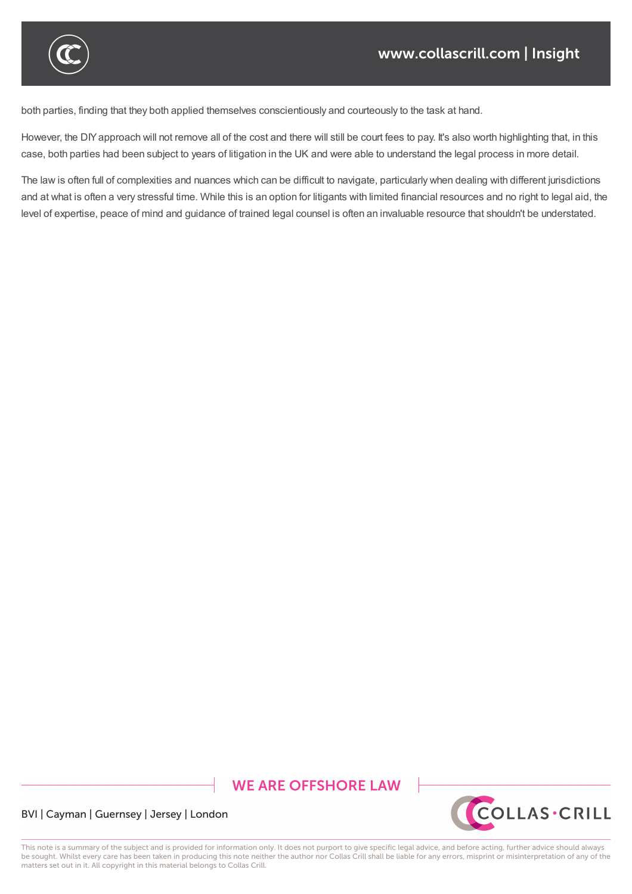both parties, finding that they both applied themselves conscientiously and courteously to the task at hand.

However, the DIY approach will not remove all of the cost and there will still be court fees to pay. It's also worth highlighting that, in this case, both parties had been subject to years of litigation in the UK and were able to understand the legal process in more detail.

The law is often full of complexities and nuances which can be difficult to navigate, particularly when dealing with different jurisdictions and at what is often a very stressful time. While this is an option for litigants with limited financial resources and no right to legal aid, the level of expertise, peace of mind and guidance of trained legal counsel is often an invaluable resource that shouldn't be understated.